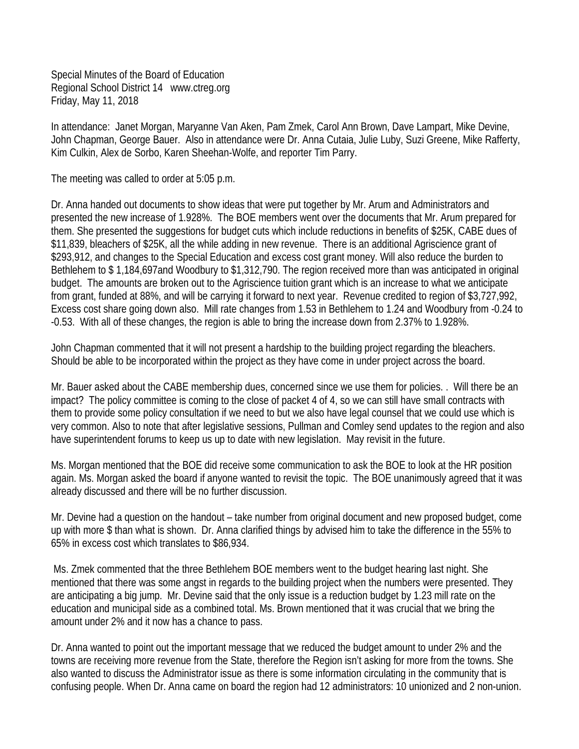Special Minutes of the Board of Education
Regional School District 14 www.ctreg.org
Friday, May 11, 2018

In attendance: Janet Morgan, Maryanne Van Aken, Pam Zmek, Carol Ann Brown, Dave Lampart, Mike Devine, John Chapman, George Bauer. Also in attendance were Dr. Anna Cutaia, Julie Luby, Suzi Greene, Mike Rafferty, Kim Culkin, Alex de Sorbo, Karen Sheehan-Wolfe, and reporter Tim Parry.

The meeting was called to order at 5:05 p.m.

Dr. Anna handed out documents to show ideas that were put together by Mr. Arum and Administrators and presented the new increase of 1.928%. The BOE members went over the documents that Mr. Arum prepared for them. She presented the suggestions for budget cuts which include reductions in benefits of $25K, CABE dues of $11,839, bleachers of $25K, all the while adding in new revenue. There is an additional Agriscience grant of $293,912, and changes to the Special Education and excess cost grant money. Will also reduce the burden to Bethlehem to $ 1,184,697and Woodbury to $1,312,790. The region received more than was anticipated in original budget. The amounts are broken out to the Agriscience tuition grant which is an increase to what we anticipate from grant, funded at 88%, and will be carrying it forward to next year. Revenue credited to region of $3,727,992, Excess cost share going down also. Mill rate changes from 1.53 in Bethlehem to 1.24 and Woodbury from -0.24 to -0.53. With all of these changes, the region is able to bring the increase down from 2.37% to 1.928%.

John Chapman commented that it will not present a hardship to the building project regarding the bleachers. Should be able to be incorporated within the project as they have come in under project across the board.

Mr. Bauer asked about the CABE membership dues, concerned since we use them for policies. . Will there be an impact? The policy committee is coming to the close of packet 4 of 4, so we can still have small contracts with them to provide some policy consultation if we need to but we also have legal counsel that we could use which is very common. Also to note that after legislative sessions, Pullman and Comley send updates to the region and also have superintendent forums to keep us up to date with new legislation. May revisit in the future.

Ms. Morgan mentioned that the BOE did receive some communication to ask the BOE to look at the HR position again. Ms. Morgan asked the board if anyone wanted to revisit the topic. The BOE unanimously agreed that it was already discussed and there will be no further discussion.

Mr. Devine had a question on the handout – take number from original document and new proposed budget, come up with more $ than what is shown. Dr. Anna clarified things by advised him to take the difference in the 55% to 65% in excess cost which translates to $86,934.

Ms. Zmek commented that the three Bethlehem BOE members went to the budget hearing last night. She mentioned that there was some angst in regards to the building project when the numbers were presented. They are anticipating a big jump. Mr. Devine said that the only issue is a reduction budget by 1.23 mill rate on the education and municipal side as a combined total. Ms. Brown mentioned that it was crucial that we bring the amount under 2% and it now has a chance to pass.

Dr. Anna wanted to point out the important message that we reduced the budget amount to under 2% and the towns are receiving more revenue from the State, therefore the Region isn't asking for more from the towns. She also wanted to discuss the Administrator issue as there is some information circulating in the community that is confusing people. When Dr. Anna came on board the region had 12 administrators: 10 unionized and 2 non-union.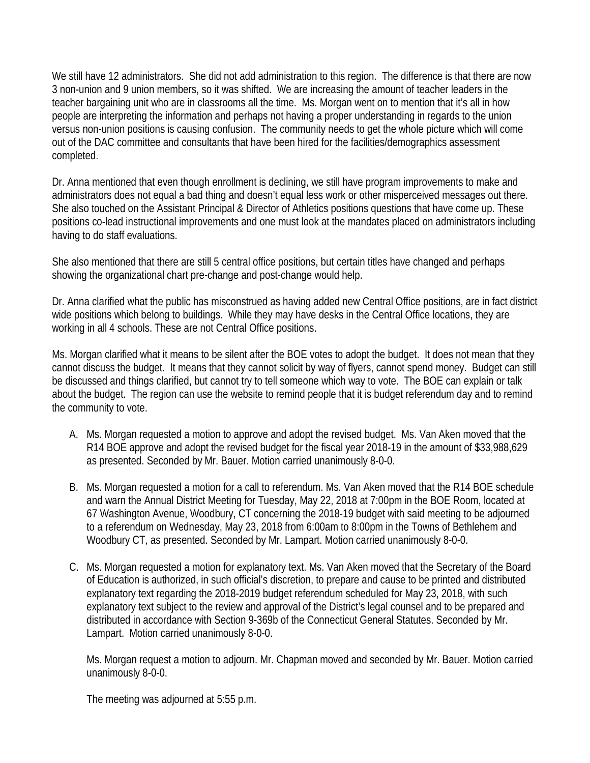We still have 12 administrators. She did not add administration to this region. The difference is that there are now 3 non-union and 9 union members, so it was shifted. We are increasing the amount of teacher leaders in the teacher bargaining unit who are in classrooms all the time. Ms. Morgan went on to mention that it's all in how people are interpreting the information and perhaps not having a proper understanding in regards to the union versus non-union positions is causing confusion. The community needs to get the whole picture which will come out of the DAC committee and consultants that have been hired for the facilities/demographics assessment completed.

Dr. Anna mentioned that even though enrollment is declining, we still have program improvements to make and administrators does not equal a bad thing and doesn't equal less work or other misperceived messages out there. She also touched on the Assistant Principal & Director of Athletics positions questions that have come up. These positions co-lead instructional improvements and one must look at the mandates placed on administrators including having to do staff evaluations.

She also mentioned that there are still 5 central office positions, but certain titles have changed and perhaps showing the organizational chart pre-change and post-change would help.

Dr. Anna clarified what the public has misconstrued as having added new Central Office positions, are in fact district wide positions which belong to buildings. While they may have desks in the Central Office locations, they are working in all 4 schools. These are not Central Office positions.

Ms. Morgan clarified what it means to be silent after the BOE votes to adopt the budget. It does not mean that they cannot discuss the budget. It means that they cannot solicit by way of flyers, cannot spend money. Budget can still be discussed and things clarified, but cannot try to tell someone which way to vote. The BOE can explain or talk about the budget. The region can use the website to remind people that it is budget referendum day and to remind the community to vote.

A. Ms. Morgan requested a motion to approve and adopt the revised budget. Ms. Van Aken moved that the R14 BOE approve and adopt the revised budget for the fiscal year 2018-19 in the amount of $33,988,629 as presented. Seconded by Mr. Bauer. Motion carried unanimously 8-0-0.

B. Ms. Morgan requested a motion for a call to referendum. Ms. Van Aken moved that the R14 BOE schedule and warn the Annual District Meeting for Tuesday, May 22, 2018 at 7:00pm in the BOE Room, located at 67 Washington Avenue, Woodbury, CT concerning the 2018-19 budget with said meeting to be adjourned to a referendum on Wednesday, May 23, 2018 from 6:00am to 8:00pm in the Towns of Bethlehem and Woodbury CT, as presented. Seconded by Mr. Lampart. Motion carried unanimously 8-0-0.

C. Ms. Morgan requested a motion for explanatory text. Ms. Van Aken moved that the Secretary of the Board of Education is authorized, in such official's discretion, to prepare and cause to be printed and distributed explanatory text regarding the 2018-2019 budget referendum scheduled for May 23, 2018, with such explanatory text subject to the review and approval of the District's legal counsel and to be prepared and distributed in accordance with Section 9-369b of the Connecticut General Statutes. Seconded by Mr. Lampart. Motion carried unanimously 8-0-0.

   Ms. Morgan request a motion to adjourn. Mr. Chapman moved and seconded by Mr. Bauer. Motion carried unanimously 8-0-0.

   The meeting was adjourned at 5:55 p.m.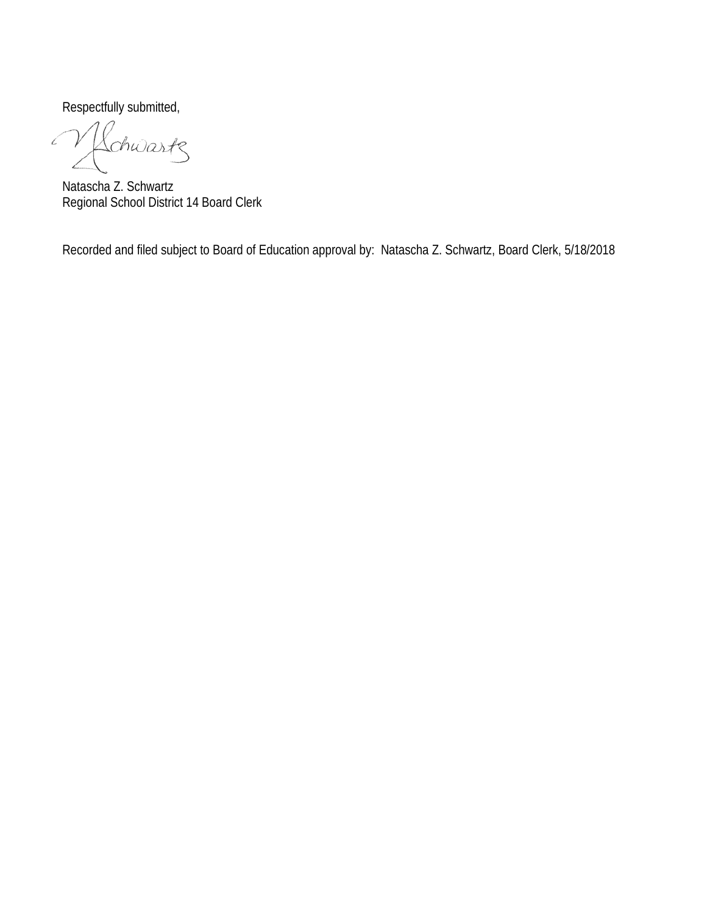Respectfully submitted,

Natascha Z. Schwartz
Regional School District 14 Board Clerk

Recorded and filed subject to Board of Education approval by: Natascha Z. Schwartz, Board Clerk, 5/18/2018